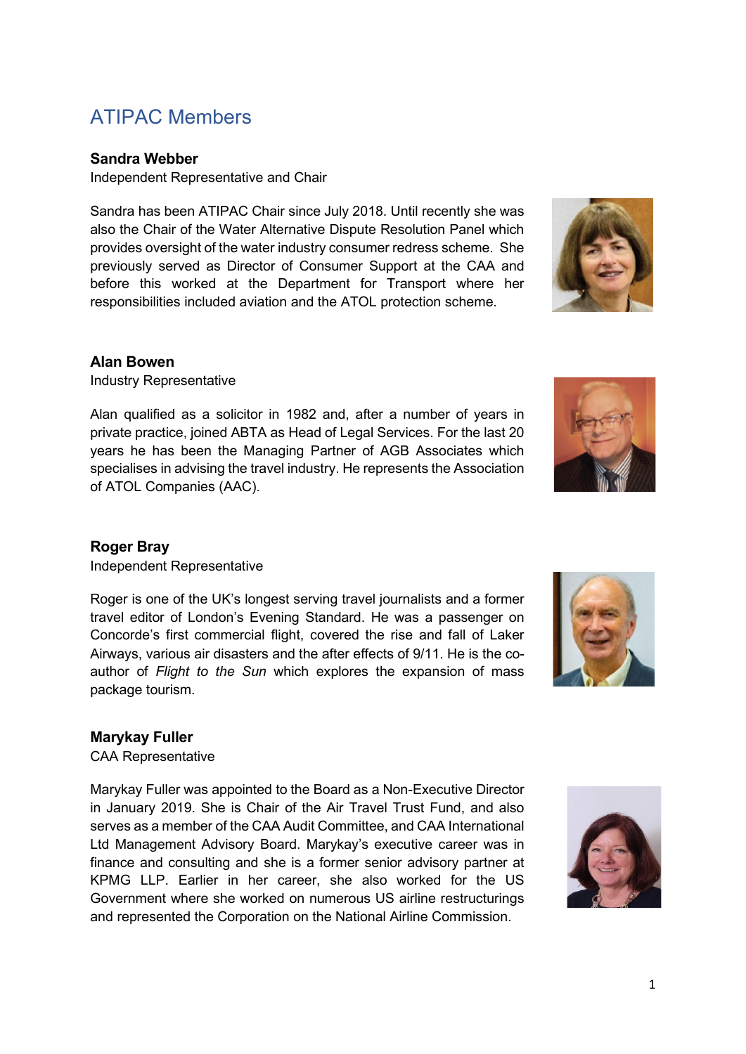# ATIPAC Members

**Sandra Webber**

Independent Representative and Chair

Sandra has been ATIPAC Chair since July 2018. Until recently she was also the Chair of the Water Alternative Dispute Resolution Panel which provides oversight of the water industry consumer redress scheme. She previously served as Director of Consumer Support at the CAA and before this worked at the Department for Transport where her responsibilities included aviation and the ATOL protection scheme.

**Alan Bowen**

Industry Representative

Alan qualified as a solicitor in 1982 and, after a number of years in private practice, joined ABTA as Head of Legal Services. For the last 20 years he has been the Managing Partner of AGB Associates which specialises in advising the travel industry. He represents the Association of ATOL Companies (AAC).

**Roger Bray**

Independent Representative

Roger is one of the UK's longest serving travel journalists and a former travel editor of London's Evening Standard. He was a passenger on Concorde's first commercial flight, covered the rise and fall of Laker Airways, various air disasters and the after effects of 9/11. He is the co-author of *Flight to the Sun* which explores the expansion of mass package tourism.

**Marykay Fuller**

CAA Representative

Marykay Fuller was appointed to the Board as a Non-Executive Director in January 2019. She is Chair of the Air Travel Trust Fund, and also serves as a member of the CAA Audit Committee, and CAA International Ltd Management Advisory Board. Marykay's executive career was in finance and consulting and she is a former senior advisory partner at KPMG LLP. Earlier in her career, she also worked for the US Government where she worked on numerous US airline restructurings and represented the Corporation on the National Airline Commission.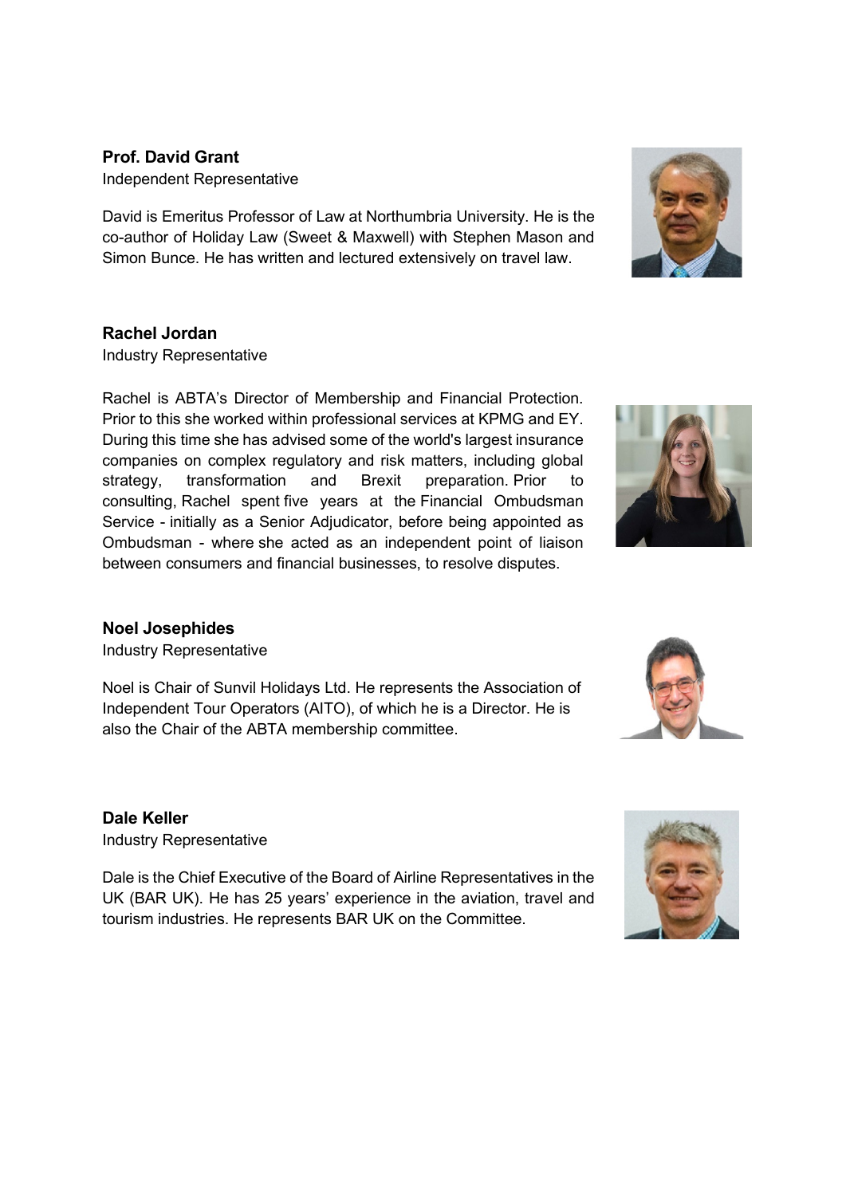**Prof. David Grant**
Independent Representative

David is Emeritus Professor of Law at Northumbria University. He is the co-author of Holiday Law (Sweet & Maxwell) with Stephen Mason and Simon Bunce. He has written and lectured extensively on travel law.

**Rachel Jordan**
Industry Representative

Rachel is ABTA's Director of Membership and Financial Protection. Prior to this she worked within professional services at KPMG and EY. During this time she has advised some of the world's largest insurance companies on complex regulatory and risk matters, including global strategy, transformation and Brexit preparation. Prior to consulting, Rachel spent five years at the Financial Ombudsman Service - initially as a Senior Adjudicator, before being appointed as Ombudsman - where she acted as an independent point of liaison between consumers and financial businesses, to resolve disputes.

**Noel Josephides**
Industry Representative

Noel is Chair of Sunvil Holidays Ltd. He represents the Association of Independent Tour Operators (AITO), of which he is a Director. He is also the Chair of the ABTA membership committee.

**Dale Keller**
Industry Representative

Dale is the Chief Executive of the Board of Airline Representatives in the UK (BAR UK). He has 25 years' experience in the aviation, travel and tourism industries. He represents BAR UK on the Committee.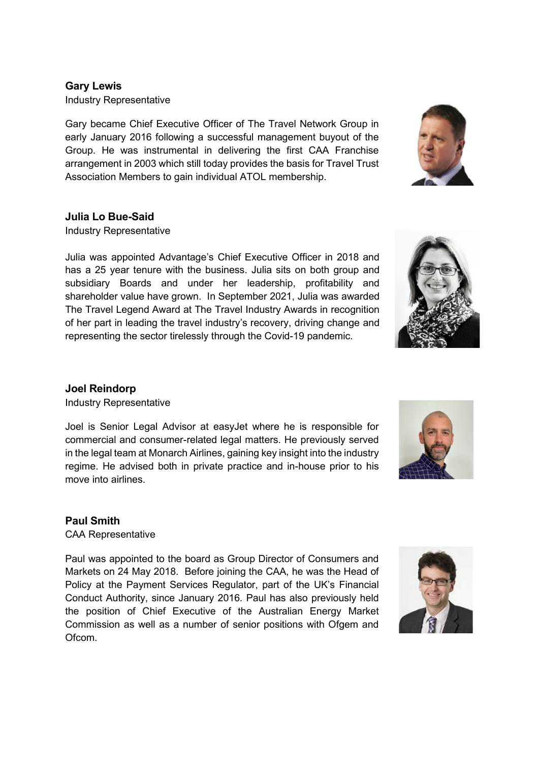### Gary Lewis

Industry Representative

Gary became Chief Executive Officer of The Travel Network Group in early January 2016 following a successful management buyout of the Group. He was instrumental in delivering the first CAA Franchise arrangement in 2003 which still today provides the basis for Travel Trust Association Members to gain individual ATOL membership.

### Julia Lo Bue-Said

Industry Representative

Julia was appointed Advantage's Chief Executive Officer in 2018 and has a 25 year tenure with the business. Julia sits on both group and subsidiary Boards and under her leadership, profitability and shareholder value have grown. In September 2021, Julia was awarded The Travel Legend Award at The Travel Industry Awards in recognition of her part in leading the travel industry's recovery, driving change and representing the sector tirelessly through the Covid-19 pandemic.

### Joel Reindorp

Industry Representative

Joel is Senior Legal Advisor at easyJet where he is responsible for commercial and consumer-related legal matters. He previously served in the legal team at Monarch Airlines, gaining key insight into the industry regime. He advised both in private practice and in-house prior to his move into airlines.

### Paul Smith

CAA Representative

Paul was appointed to the board as Group Director of Consumers and Markets on 24 May 2018. Before joining the CAA, he was the Head of Policy at the Payment Services Regulator, part of the UK's Financial Conduct Authority, since January 2016. Paul has also previously held the position of Chief Executive of the Australian Energy Market Commission as well as a number of senior positions with Ofgem and Ofcom.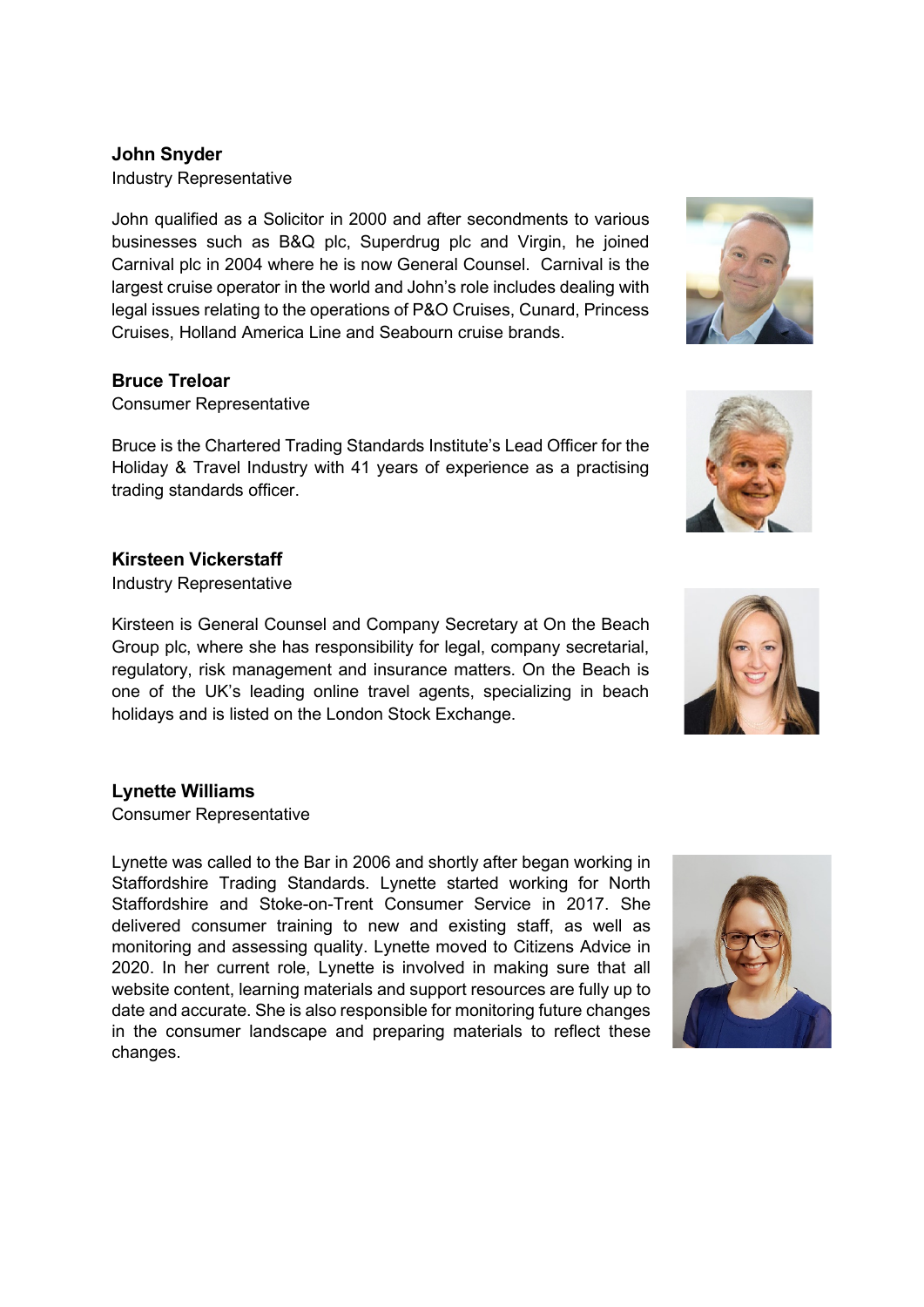**John Snyder**

Industry Representative

John qualified as a Solicitor in 2000 and after secondments to various businesses such as B&Q plc, Superdrug plc and Virgin, he joined Carnival plc in 2004 where he is now General Counsel. Carnival is the largest cruise operator in the world and John's role includes dealing with legal issues relating to the operations of P&O Cruises, Cunard, Princess Cruises, Holland America Line and Seabourn cruise brands.

**Bruce Treloar**

Consumer Representative

Bruce is the Chartered Trading Standards Institute's Lead Officer for the Holiday & Travel Industry with 41 years of experience as a practising trading standards officer.

**Kirsteen Vickerstaff**

Industry Representative

Kirsteen is General Counsel and Company Secretary at On the Beach Group plc, where she has responsibility for legal, company secretarial, regulatory, risk management and insurance matters. On the Beach is one of the UK's leading online travel agents, specializing in beach holidays and is listed on the London Stock Exchange.

**Lynette Williams**

Consumer Representative

Lynette was called to the Bar in 2006 and shortly after began working in Staffordshire Trading Standards. Lynette started working for North Staffordshire and Stoke-on-Trent Consumer Service in 2017. She delivered consumer training to new and existing staff, as well as monitoring and assessing quality. Lynette moved to Citizens Advice in 2020. In her current role, Lynette is involved in making sure that all website content, learning materials and support resources are fully up to date and accurate. She is also responsible for monitoring future changes in the consumer landscape and preparing materials to reflect these changes.